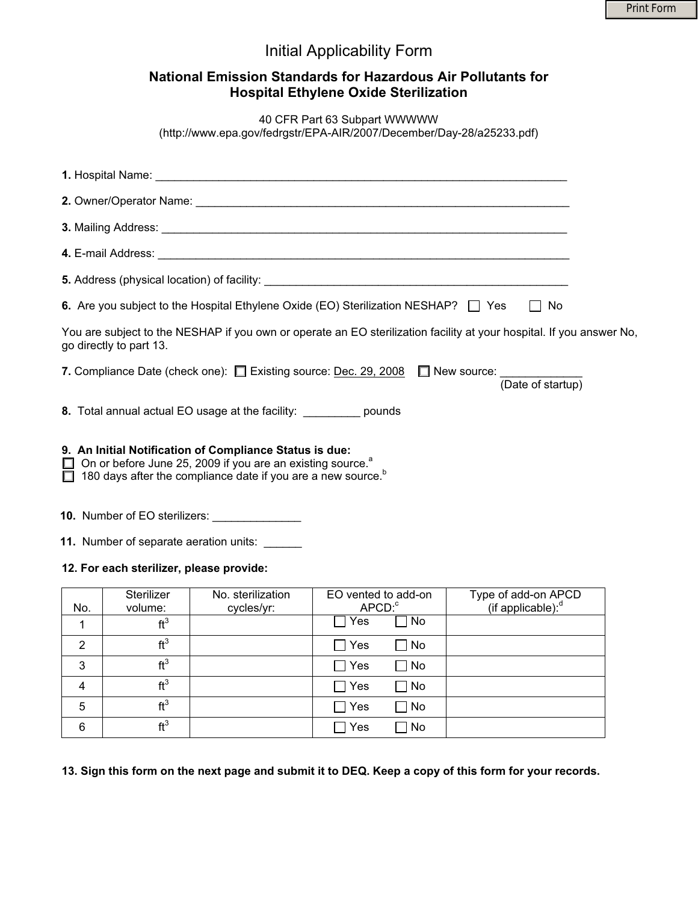Print Form

# Initial Applicability Form

## National Emission Standards for Hazardous Air Pollutants for Hospital Ethylene Oxide Sterilization

40 CFR Part 63 Subpart WWWWW
(http://www.epa.gov/fedrgstr/EPA-AIR/2007/December/Day-28/a25233.pdf)

**1.** Hospital Name: ____________________________________________________________________

**2.** Owner/Operator Name: ______________________________________________________________

**3.** Mailing Address: __________________________________________________________________

**4.** E-mail Address: ___________________________________________________________________

**5.** Address (physical location) of facility: ______________________________________________

**6.** Are you subject to the Hospital Ethylene Oxide (EO) Sterilization NESHAP? ☐ Yes ☐ No

You are subject to the NESHAP if you own or operate an EO sterilization facility at your hospital. If you answer No, go directly to part 13.

**7.** Compliance Date (check one): ☐ Existing source: Dec. 29, 2008 ☐ New source: _____________ (Date of startup)

**8.** Total annual actual EO usage at the facility: _________ pounds

**9. An Initial Notification of Compliance Status is due:**

☐ On or before June 25, 2009 if you are an existing source.[a]

☐ 180 days after the compliance date if you are a new source.[b]

**10.** Number of EO sterilizers: ______________

**11.** Number of separate aeration units: ______

**12. For each sterilizer, please provide:**

| No. | Sterilizer volume: | No. sterilization cycles/yr: | EO vented to add-on APCD:[c] | Type of add-on APCD (if applicable):[d] |
|---|---|---|---|---|
| 1 | $ft^3$ | | ☐ Yes ☐ No | |
| 2 | $ft^3$ | | ☐ Yes ☐ No | |
| 3 | $ft^3$ | | ☐ Yes ☐ No | |
| 4 | $ft^3$ | | ☐ Yes ☐ No | |
| 5 | $ft^3$ | | ☐ Yes ☐ No | |
| 6 | $ft^3$ | | ☐ Yes ☐ No | |

**13. Sign this form on the next page and submit it to DEQ. Keep a copy of this form for your records.**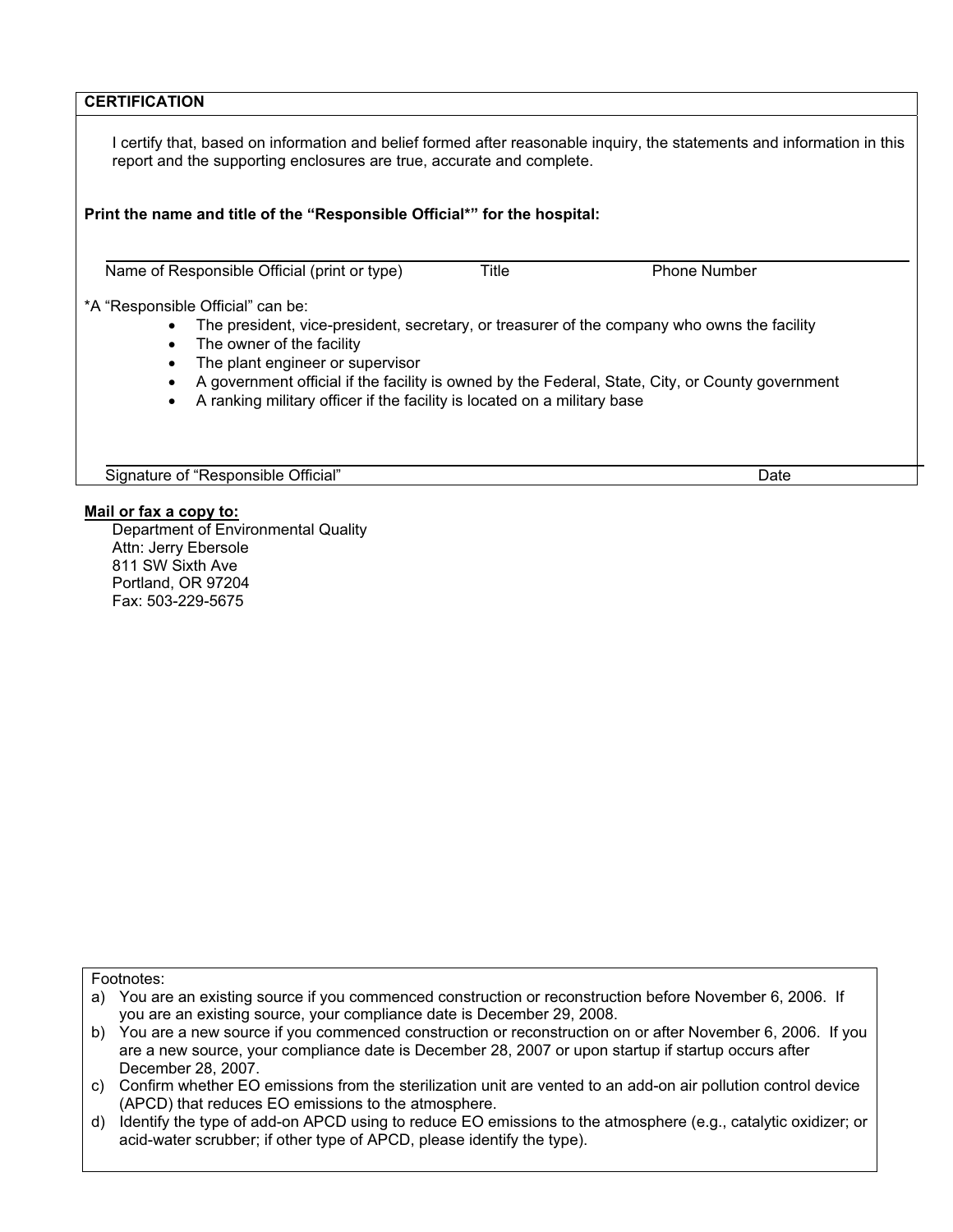**CERTIFICATION**

I certify that, based on information and belief formed after reasonable inquiry, the statements and information in this report and the supporting enclosures are true, accurate and complete.

**Print the name and title of the "Responsible Official*" for the hospital:**

Name of Responsible Official (print or type) Title Phone Number

*A "Responsible Official" can be:

- The president, vice-president, secretary, or treasurer of the company who owns the facility
- The owner of the facility
- The plant engineer or supervisor
- A government official if the facility is owned by the Federal, State, City, or County government
- A ranking military officer if the facility is located on a military base

Signature of "Responsible Official" Date

**Mail or fax a copy to:**

Department of Environmental Quality
Attn: Jerry Ebersole
811 SW Sixth Ave
Portland, OR 97204
Fax: 503-229-5675

Footnotes:

a) You are an existing source if you commenced construction or reconstruction before November 6, 2006. If you are an existing source, your compliance date is December 29, 2008.
b) You are a new source if you commenced construction or reconstruction on or after November 6, 2006. If you are a new source, your compliance date is December 28, 2007 or upon startup if startup occurs after December 28, 2007.
c) Confirm whether EO emissions from the sterilization unit are vented to an add-on air pollution control device (APCD) that reduces EO emissions to the atmosphere.
d) Identify the type of add-on APCD using to reduce EO emissions to the atmosphere (e.g., catalytic oxidizer; or acid-water scrubber; if other type of APCD, please identify the type).